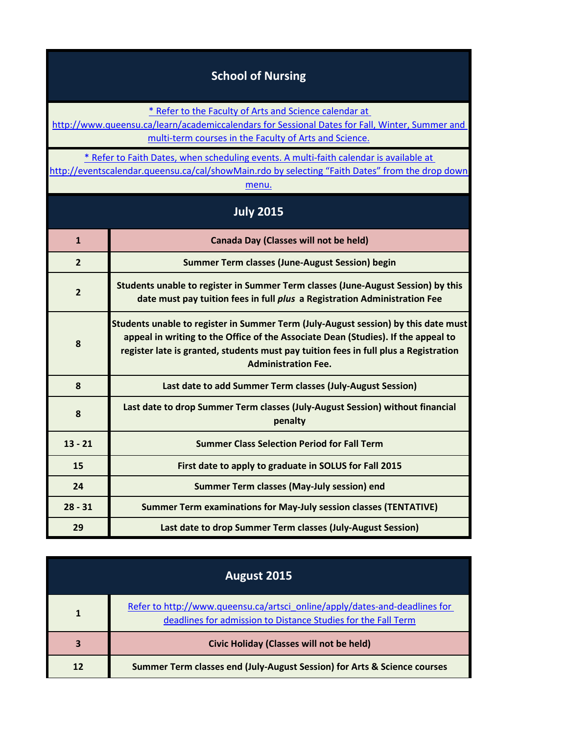# School of Nursing

* Refer to the Faculty of Arts and Science calendar at http://www.queensu.ca/learn/academiccalendars for Sessional Dates for Fall, Winter, Summer and multi-term courses in the Faculty of Arts and Science.

* Refer to Faith Dates, when scheduling events. A multi-faith calendar is available at http://eventscalendar.queensu.ca/cal/showMain.rdo by selecting "Faith Dates" from the drop down menu.

## July 2015

| | |
|---|---|
| **1** | **Canada Day (Classes will not be held)** |
| **2** | **Summer Term classes (June-August Session) begin** |
| **2** | **Students unable to register in Summer Term classes (June-August Session) by this date must pay tuition fees in full *plus* a Registration Administration Fee** |
| **8** | **Students unable to register in Summer Term (July-August session) by this date must appeal in writing to the Office of the Associate Dean (Studies). If the appeal to register late is granted, students must pay tuition fees in full plus a Registration Administration Fee.** |
| **8** | **Last date to add Summer Term classes (July-August Session)** |
| **8** | **Last date to drop Summer Term classes (July-August Session) without financial penalty** |
| **13 - 21** | **Summer Class Selection Period for Fall Term** |
| **15** | **First date to apply to graduate in SOLUS for Fall 2015** |
| **24** | **Summer Term classes (May-July session) end** |
| **28 - 31** | **Summer Term examinations for May-July session classes (TENTATIVE)** |
| **29** | **Last date to drop Summer Term classes (July-August Session)** |

## August 2015

| | |
|---|---|
| **1** | Refer to http://www.queensu.ca/artsci_online/apply/dates-and-deadlines for deadlines for admission to Distance Studies for the Fall Term |
| **3** | **Civic Holiday (Classes will not be held)** |
| **12** | **Summer Term classes end (July-August Session) for Arts & Science courses** |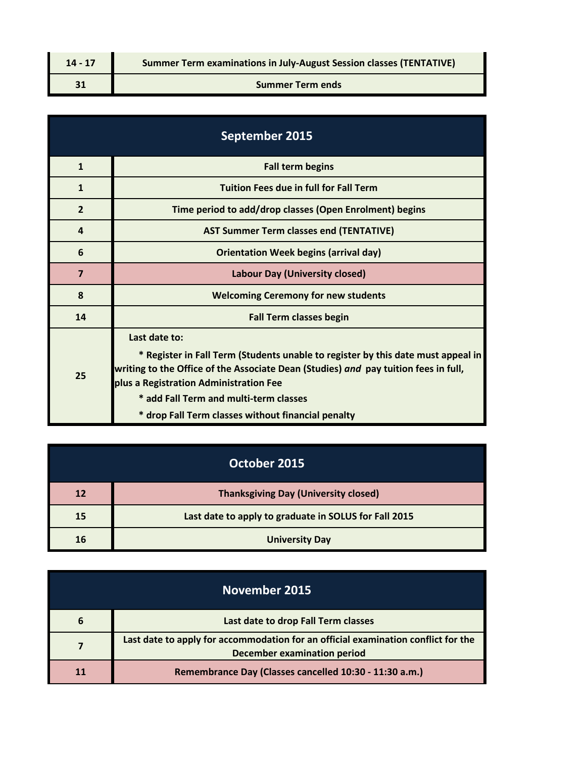| | |
|---|---|
| **14 - 17** | **Summer Term examinations in July-August Session classes (TENTATIVE)** |
| **31** | **Summer Term ends** |

| **September 2015** | |
|---|---|
| **1** | **Fall term begins** |
| **1** | **Tuition Fees due in full for Fall Term** |
| **2** | **Time period to add/drop classes (Open Enrolment) begins** |
| **4** | **AST Summer Term classes end (TENTATIVE)** |
| **6** | **Orientation Week begins (arrival day)** |
| **7** | **Labour Day (University closed)** |
| **8** | **Welcoming Ceremony for new students** |
| **14** | **Fall Term classes begin** |
| **25** | **Last date to:** <br> **\* Register in Fall Term (Students unable to register by this date must appeal in writing to the Office of the Associate Dean (Studies) *and* pay tuition fees in full, plus a Registration Administration Fee** <br> **\* add Fall Term and multi-term classes** <br> **\* drop Fall Term classes without financial penalty** |

| **October 2015** | |
|---|---|
| **12** | **Thanksgiving Day (University closed)** |
| **15** | **Last date to apply to graduate in SOLUS for Fall 2015** |
| **16** | **University Day** |

| **November 2015** | |
|---|---|
| **6** | **Last date to drop Fall Term classes** |
| **7** | **Last date to apply for accommodation for an official examination conflict for the December examination period** |
| **11** | **Remembrance Day (Classes cancelled 10:30 - 11:30 a.m.)** |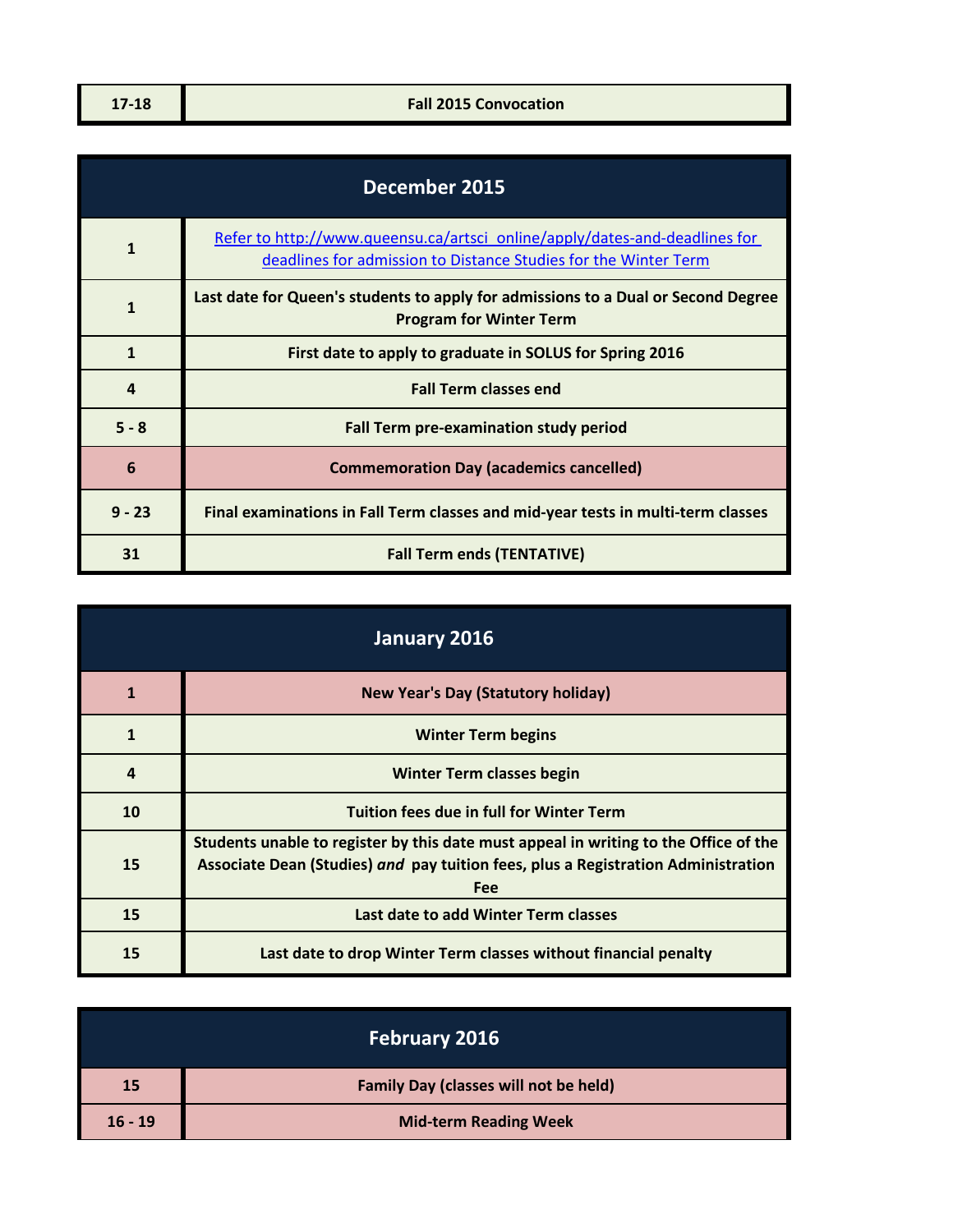| | |
|---|---|
| **17-18** | **Fall 2015 Convocation** |

## December 2015

| | |
|---|---|
| **1** | [Refer to http://www.queensu.ca/artsci_online/apply/dates-and-deadlines for deadlines for admission to Distance Studies for the Winter Term](http://www.queensu.ca/artsci_online/apply/dates-and-deadlines) |
| **1** | **Last date for Queen's students to apply for admissions to a Dual or Second Degree Program for Winter Term** |
| **1** | **First date to apply to graduate in SOLUS for Spring 2016** |
| **4** | **Fall Term classes end** |
| **5 - 8** | **Fall Term pre-examination study period** |
| **6** | **Commemoration Day (academics cancelled)** |
| **9 - 23** | **Final examinations in Fall Term classes and mid-year tests in multi-term classes** |
| **31** | **Fall Term ends (TENTATIVE)** |

## January 2016

| | |
|---|---|
| **1** | **New Year's Day (Statutory holiday)** |
| **1** | **Winter Term begins** |
| **4** | **Winter Term classes begin** |
| **10** | **Tuition fees due in full for Winter Term** |
| **15** | **Students unable to register by this date must appeal in writing to the Office of the Associate Dean (Studies) *and* pay tuition fees, plus a Registration Administration Fee** |
| **15** | **Last date to add Winter Term classes** |
| **15** | **Last date to drop Winter Term classes without financial penalty** |

## February 2016

| | |
|---|---|
| **15** | **Family Day (classes will not be held)** |
| **16 - 19** | **Mid-term Reading Week** |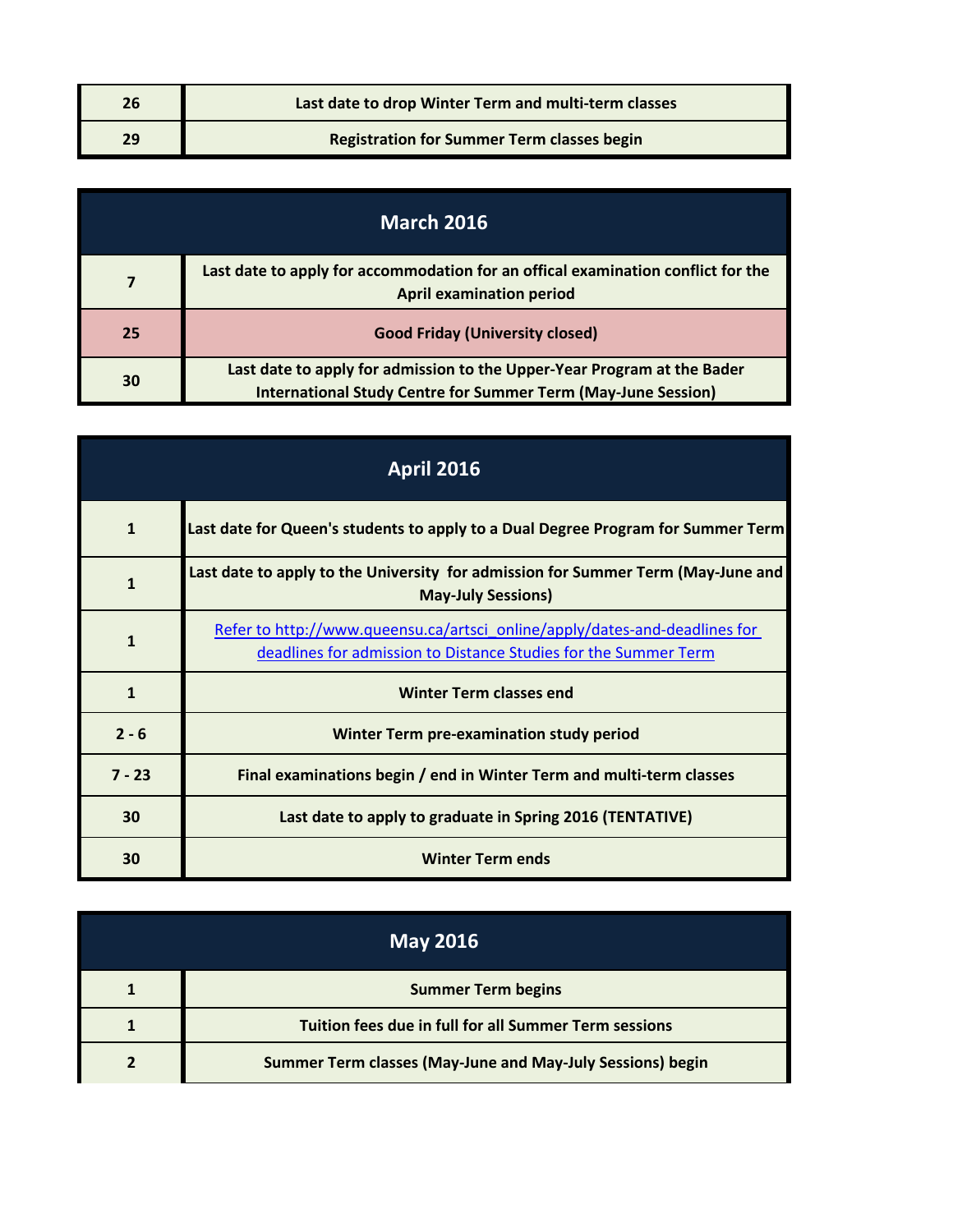| | |
|---|---|
| 26 | Last date to drop Winter Term and multi-term classes |
| 29 | Registration for Summer Term classes begin |

## March 2016

| | |
|---|---|
| 7 | Last date to apply for accommodation for an offical examination conflict for the April examination period |
| 25 | Good Friday (University closed) |
| 30 | Last date to apply for admission to the Upper-Year Program at the Bader International Study Centre for Summer Term (May-June Session) |

## April 2016

| | |
|---|---|
| 1 | Last date for Queen's students to apply to a Dual Degree Program for Summer Term |
| 1 | Last date to apply to the University for admission for Summer Term (May-June and May-July Sessions) |
| 1 | [Refer to http://www.queensu.ca/artsci_online/apply/dates-and-deadlines for deadlines for admission to Distance Studies for the Summer Term](http://www.queensu.ca/artsci_online/apply/dates-and-deadlines) |
| 1 | Winter Term classes end |
| 2 - 6 | Winter Term pre-examination study period |
| 7 - 23 | Final examinations begin / end in Winter Term and multi-term classes |
| 30 | Last date to apply to graduate in Spring 2016 (TENTATIVE) |
| 30 | Winter Term ends |

## May 2016

| | |
|---|---|
| 1 | Summer Term begins |
| 1 | Tuition fees due in full for all Summer Term sessions |
| 2 | Summer Term classes (May-June and May-July Sessions) begin |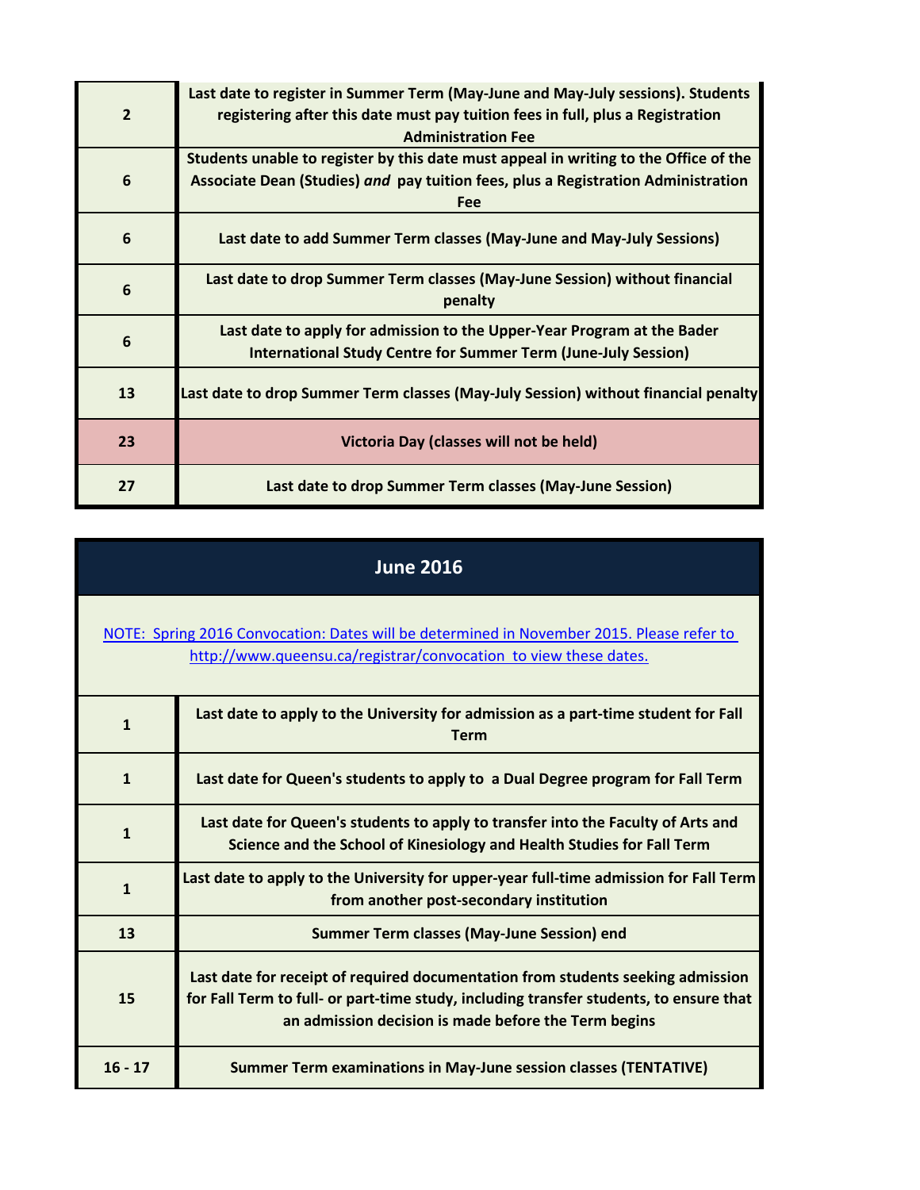| | |
|---|---|
| **2** | **Last date to register in Summer Term (May-June and May-July sessions). Students registering after this date must pay tuition fees in full, plus a Registration Administration Fee** |
| **6** | **Students unable to register by this date must appeal in writing to the Office of the Associate Dean (Studies) *and* pay tuition fees, plus a Registration Administration Fee** |
| **6** | **Last date to add Summer Term classes (May-June and May-July Sessions)** |
| **6** | **Last date to drop Summer Term classes (May-June Session) without financial penalty** |
| **6** | **Last date to apply for admission to the Upper-Year Program at the Bader International Study Centre for Summer Term (June-July Session)** |
| **13** | **Last date to drop Summer Term classes (May-July Session) without financial penalty** |
| **23** | **Victoria Day (classes will not be held)** |
| **27** | **Last date to drop Summer Term classes (May-June Session)** |

## June 2016

NOTE: Spring 2016 Convocation: Dates will be determined in November 2015. Please refer to http://www.queensu.ca/registrar/convocation to view these dates.

| | |
|---|---|
| **1** | **Last date to apply to the University for admission as a part-time student for Fall Term** |
| **1** | **Last date for Queen's students to apply to a Dual Degree program for Fall Term** |
| **1** | **Last date for Queen's students to apply to transfer into the Faculty of Arts and Science and the School of Kinesiology and Health Studies for Fall Term** |
| **1** | **Last date to apply to the University for upper-year full-time admission for Fall Term from another post-secondary institution** |
| **13** | **Summer Term classes (May-June Session) end** |
| **15** | **Last date for receipt of required documentation from students seeking admission for Fall Term to full- or part-time study, including transfer students, to ensure that an admission decision is made before the Term begins** |
| **16 - 17** | **Summer Term examinations in May-June session classes (TENTATIVE)** |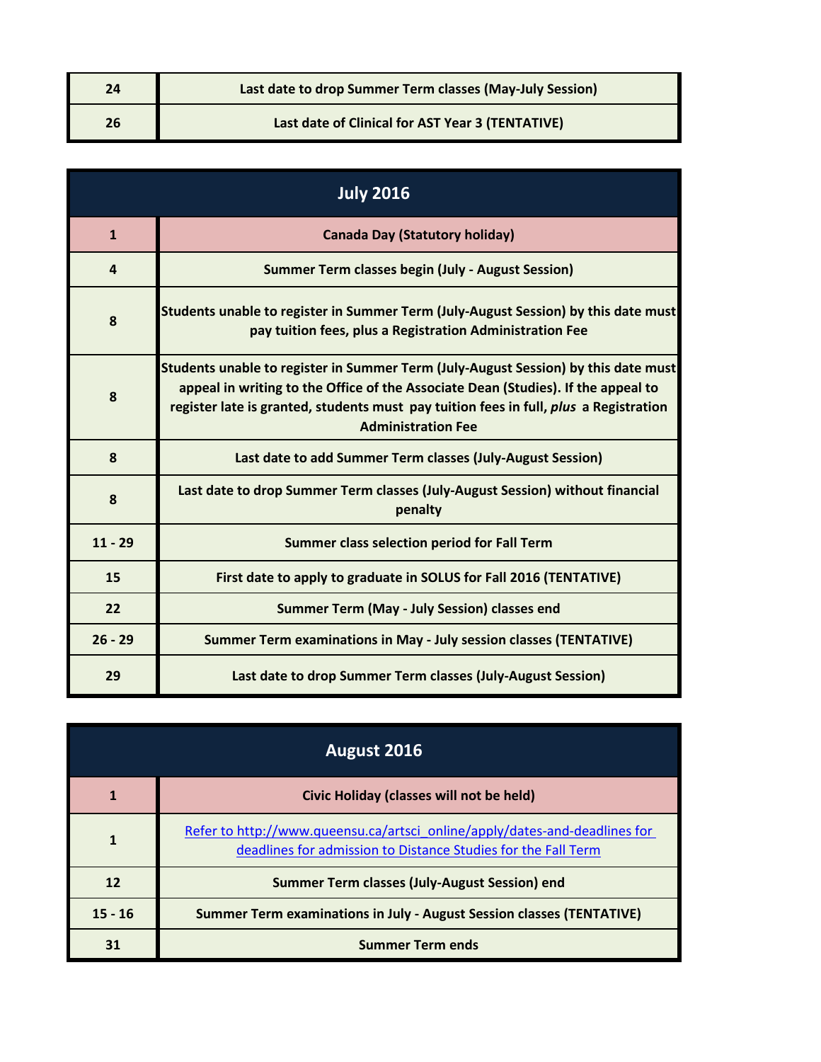| | |
|---|---|
| 24 | Last date to drop Summer Term classes (May-July Session) |
| 26 | Last date of Clinical for AST Year 3 (TENTATIVE) |

| July 2016 | |
|---|---|
| 1 | Canada Day (Statutory holiday) |
| 4 | Summer Term classes begin (July - August Session) |
| 8 | Students unable to register in Summer Term (July-August Session) by this date must pay tuition fees, plus a Registration Administration Fee |
| 8 | Students unable to register in Summer Term (July-August Session) by this date must appeal in writing to the Office of the Associate Dean (Studies). If the appeal to register late is granted, students must pay tuition fees in full, *plus* a Registration Administration Fee |
| 8 | Last date to add Summer Term classes (July-August Session) |
| 8 | Last date to drop Summer Term classes (July-August Session) without financial penalty |
| 11 - 29 | Summer class selection period for Fall Term |
| 15 | First date to apply to graduate in SOLUS for Fall 2016 (TENTATIVE) |
| 22 | Summer Term (May - July Session) classes end |
| 26 - 29 | Summer Term examinations in May - July session classes (TENTATIVE) |
| 29 | Last date to drop Summer Term classes (July-August Session) |

| August 2016 | |
|---|---|
| 1 | Civic Holiday (classes will not be held) |
| 1 | [Refer to http://www.queensu.ca/artsci_online/apply/dates-and-deadlines for deadlines for admission to Distance Studies for the Fall Term](http://www.queensu.ca/artsci_online/apply/dates-and-deadlines) |
| 12 | Summer Term classes (July-August Session) end |
| 15 - 16 | Summer Term examinations in July - August Session classes (TENTATIVE) |
| 31 | Summer Term ends |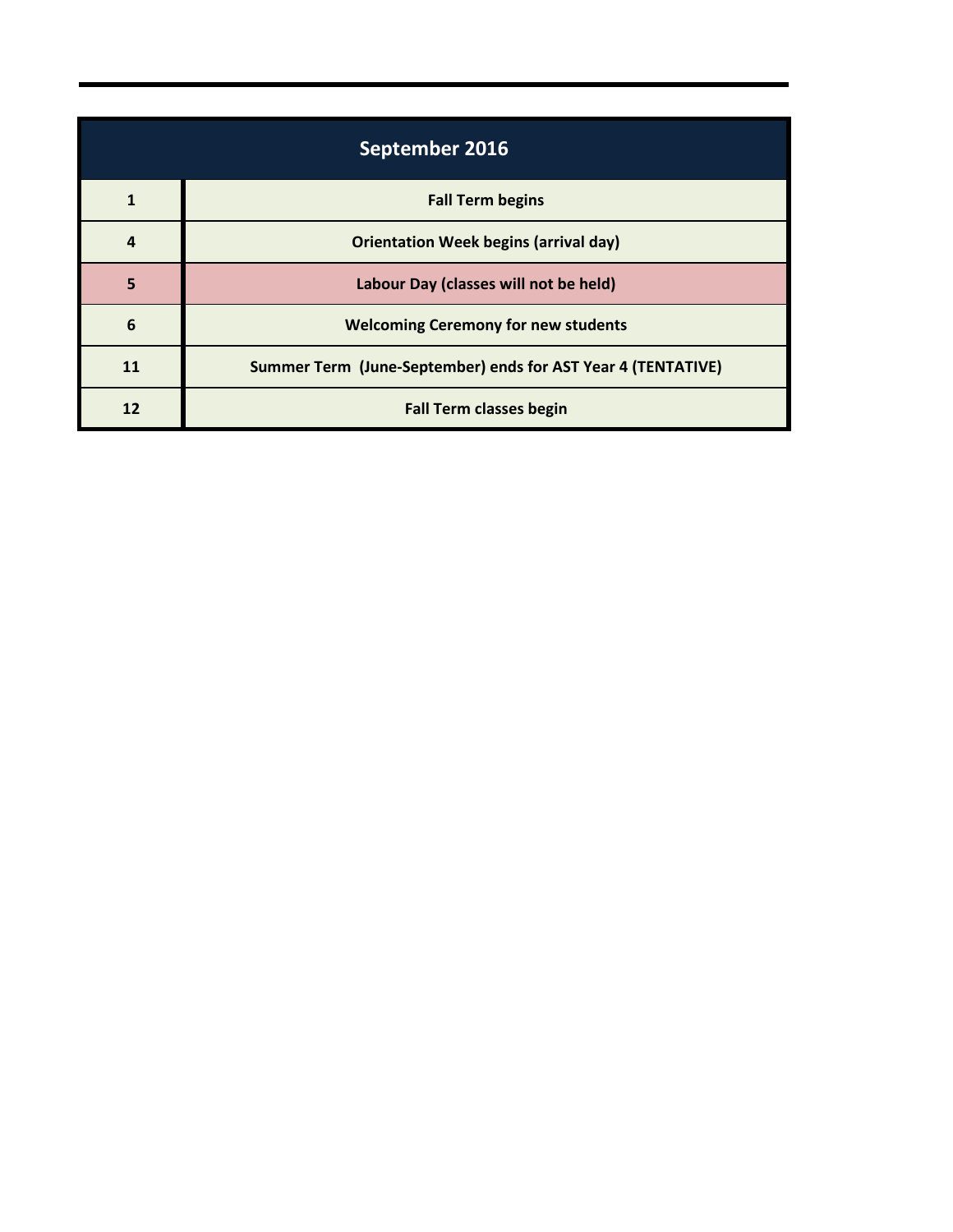| September 2016 | |
|---|---|
| **1** | **Fall Term begins** |
| **4** | **Orientation Week begins (arrival day)** |
| **5** | **Labour Day (classes will not be held)** |
| **6** | **Welcoming Ceremony for new students** |
| **11** | **Summer Term  (June-September) ends for AST Year 4 (TENTATIVE)** |
| **12** | **Fall Term classes begin** |